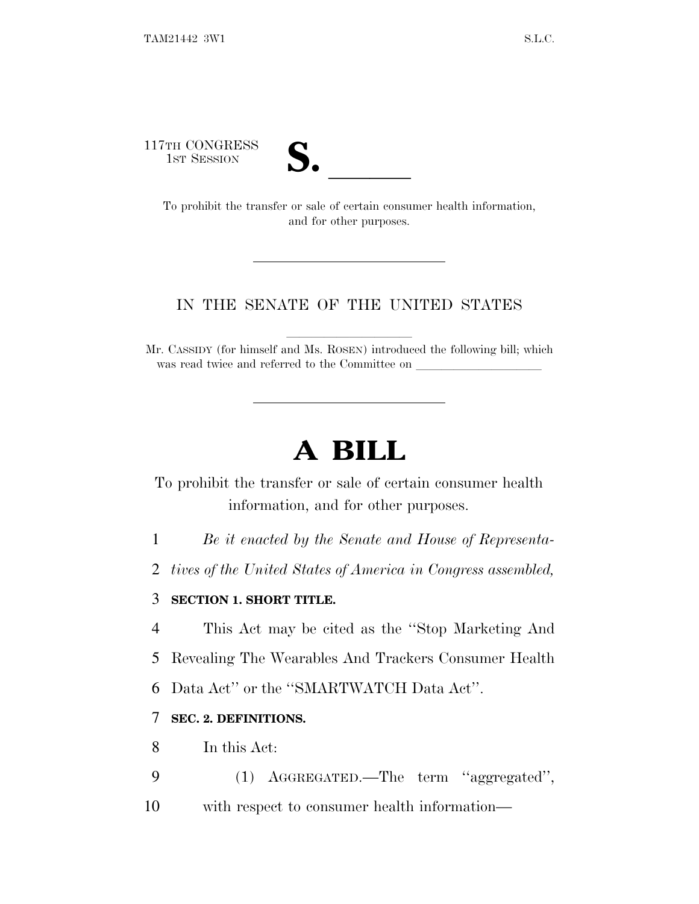117TH CONGRESS
1ST SESSION

# S. \_\_\_\_\_\_

To prohibit the transfer or sale of certain consumer health information, and for other purposes.

---

IN THE SENATE OF THE UNITED STATES

Mr. CASSIDY (for himself and Ms. ROSEN) introduced the following bill; which was read twice and referred to the Committee on \_\_\_\_\_\_\_\_\_\_\_\_\_\_\_\_\_\_\_\_

---

# A BILL

To prohibit the transfer or sale of certain consumer health information, and for other purposes.

1 *Be it enacted by the Senate and House of Representa-*
2 *tives of the United States of America in Congress assembled,*

3 **SECTION 1. SHORT TITLE.**

4 This Act may be cited as the "Stop Marketing And
5 Revealing The Wearables And Trackers Consumer Health
6 Data Act" or the "SMARTWATCH Data Act".

7 **SEC. 2. DEFINITIONS.**

8 In this Act:

9 (1) AGGREGATED.—The term "aggregated",
10 with respect to consumer health information—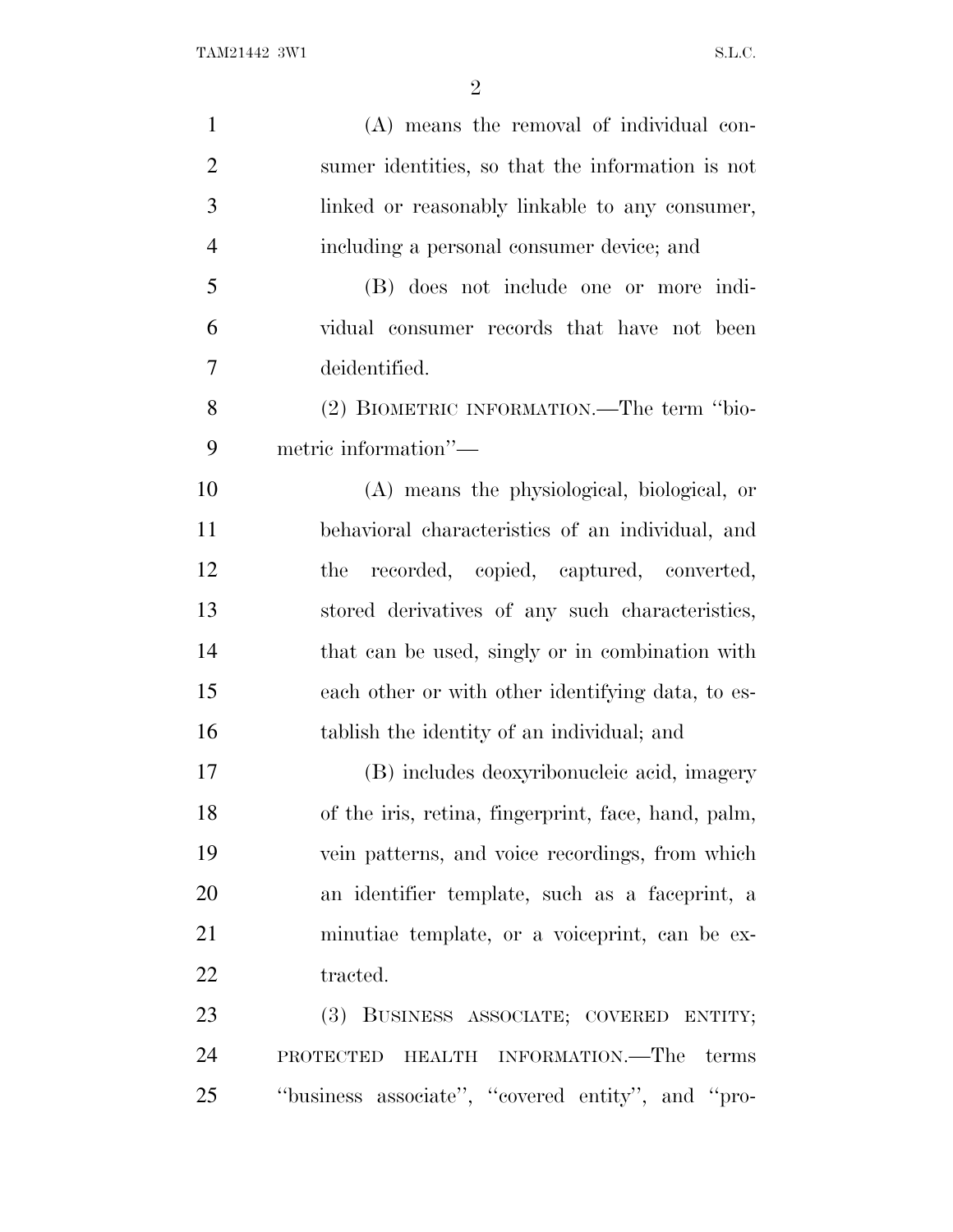(A) means the removal of individual consumer identities, so that the information is not linked or reasonably linkable to any consumer, including a personal consumer device; and

(B) does not include one or more individual consumer records that have not been deidentified.

(2) BIOMETRIC INFORMATION.—The term ''biometric information''—

(A) means the physiological, biological, or behavioral characteristics of an individual, and the recorded, copied, captured, converted, stored derivatives of any such characteristics, that can be used, singly or in combination with each other or with other identifying data, to establish the identity of an individual; and

(B) includes deoxyribonucleic acid, imagery of the iris, retina, fingerprint, face, hand, palm, vein patterns, and voice recordings, from which an identifier template, such as a faceprint, a minutiae template, or a voiceprint, can be extracted.

(3) BUSINESS ASSOCIATE; COVERED ENTITY; PROTECTED HEALTH INFORMATION.—The terms ''business associate'', ''covered entity'', and ''pro-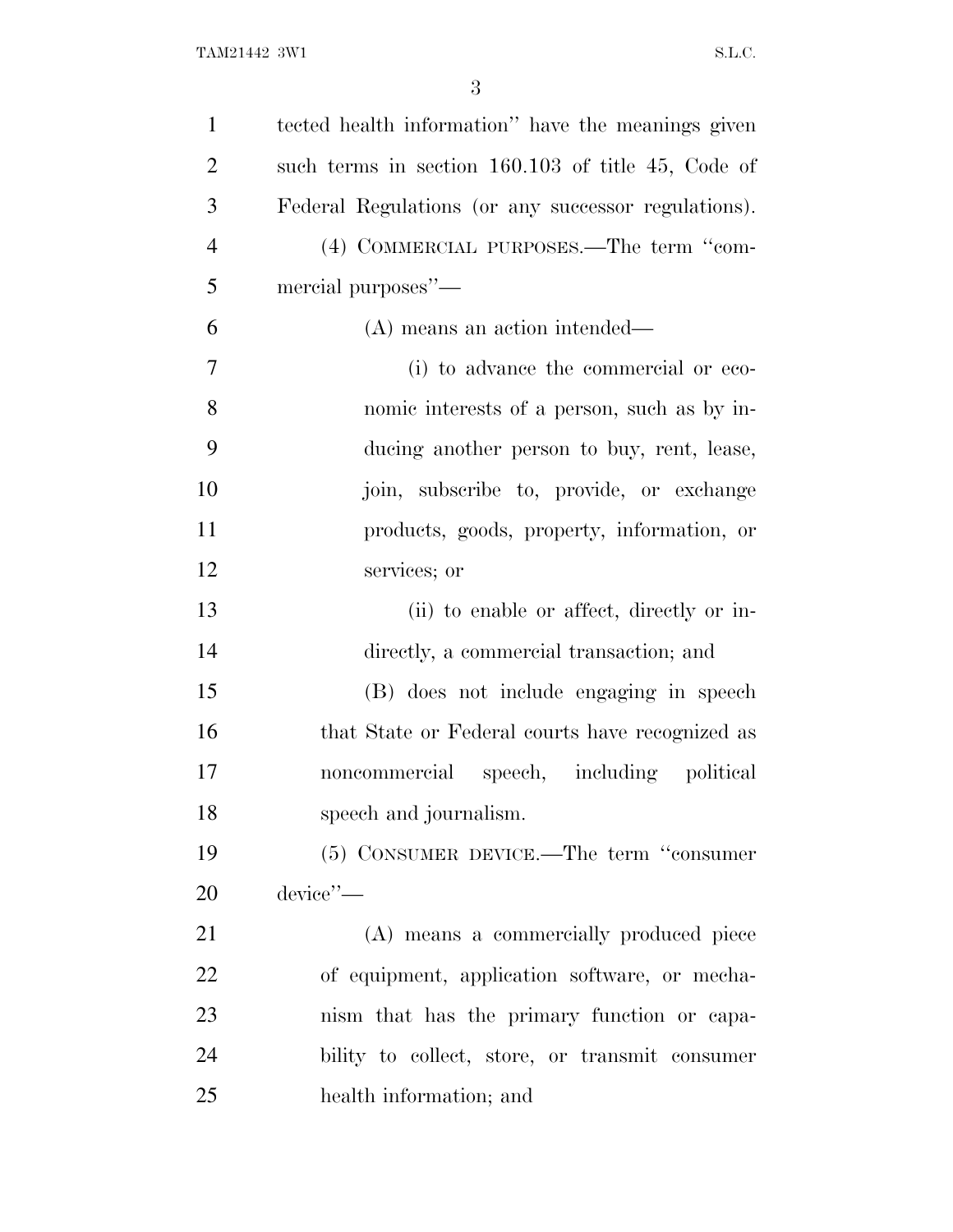tected health information'' have the meanings given such terms in section 160.103 of title 45, Code of Federal Regulations (or any successor regulations).

(4) COMMERCIAL PURPOSES.—The term ''commercial purposes''—

(A) means an action intended—

(i) to advance the commercial or economic interests of a person, such as by inducing another person to buy, rent, lease, join, subscribe to, provide, or exchange products, goods, property, information, or services; or

(ii) to enable or affect, directly or indirectly, a commercial transaction; and

(B) does not include engaging in speech that State or Federal courts have recognized as noncommercial speech, including political speech and journalism.

(5) CONSUMER DEVICE.—The term ''consumer device''—

(A) means a commercially produced piece of equipment, application software, or mechanism that has the primary function or capability to collect, store, or transmit consumer health information; and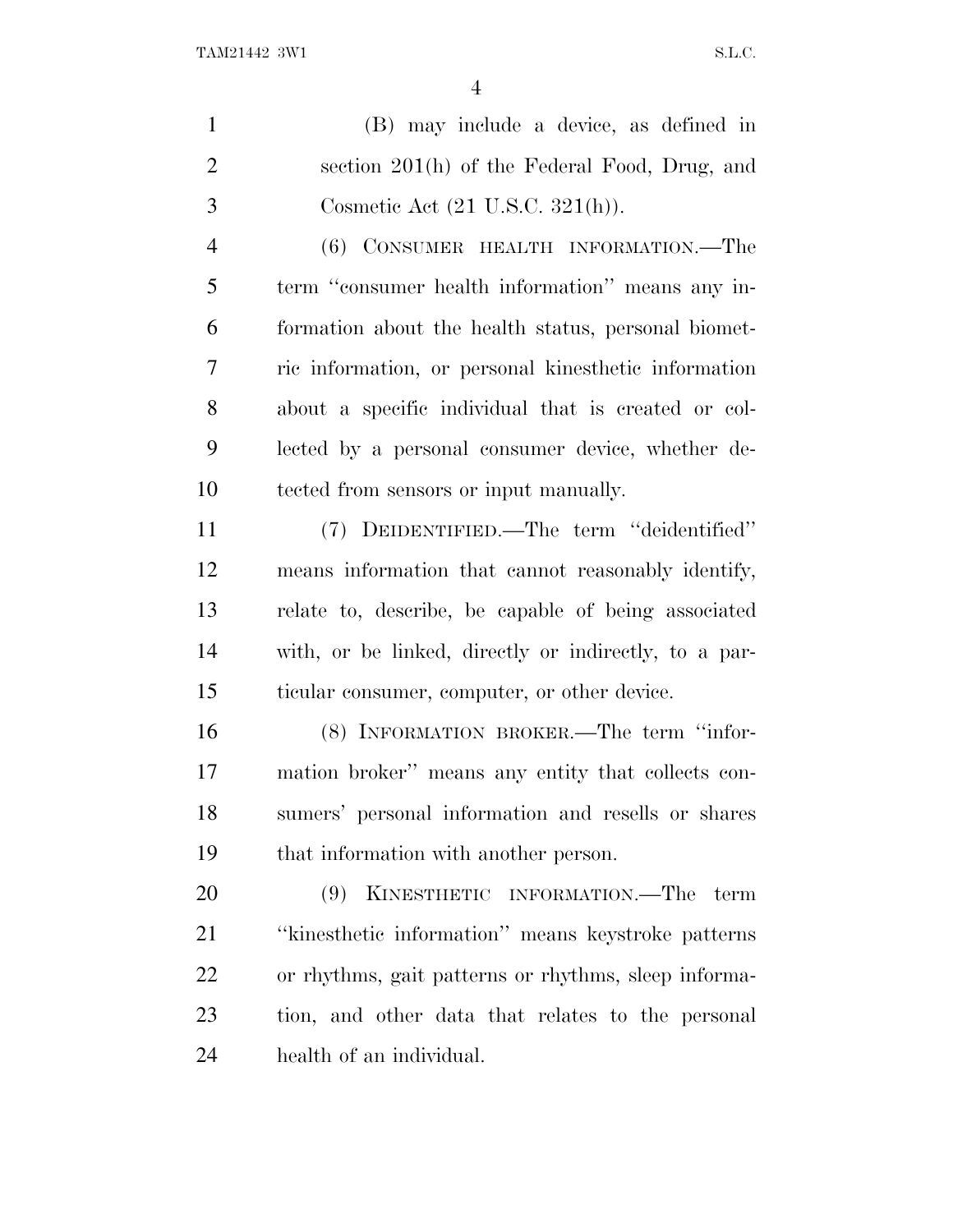(B) may include a device, as defined in section 201(h) of the Federal Food, Drug, and Cosmetic Act (21 U.S.C. 321(h)).

(6) CONSUMER HEALTH INFORMATION.—The term ''consumer health information'' means any information about the health status, personal biometric information, or personal kinesthetic information about a specific individual that is created or collected by a personal consumer device, whether detected from sensors or input manually.

(7) DEIDENTIFIED.—The term ''deidentified'' means information that cannot reasonably identify, relate to, describe, be capable of being associated with, or be linked, directly or indirectly, to a particular consumer, computer, or other device.

(8) INFORMATION BROKER.—The term ''information broker'' means any entity that collects consumers' personal information and resells or shares that information with another person.

(9) KINESTHETIC INFORMATION.—The term ''kinesthetic information'' means keystroke patterns or rhythms, gait patterns or rhythms, sleep information, and other data that relates to the personal health of an individual.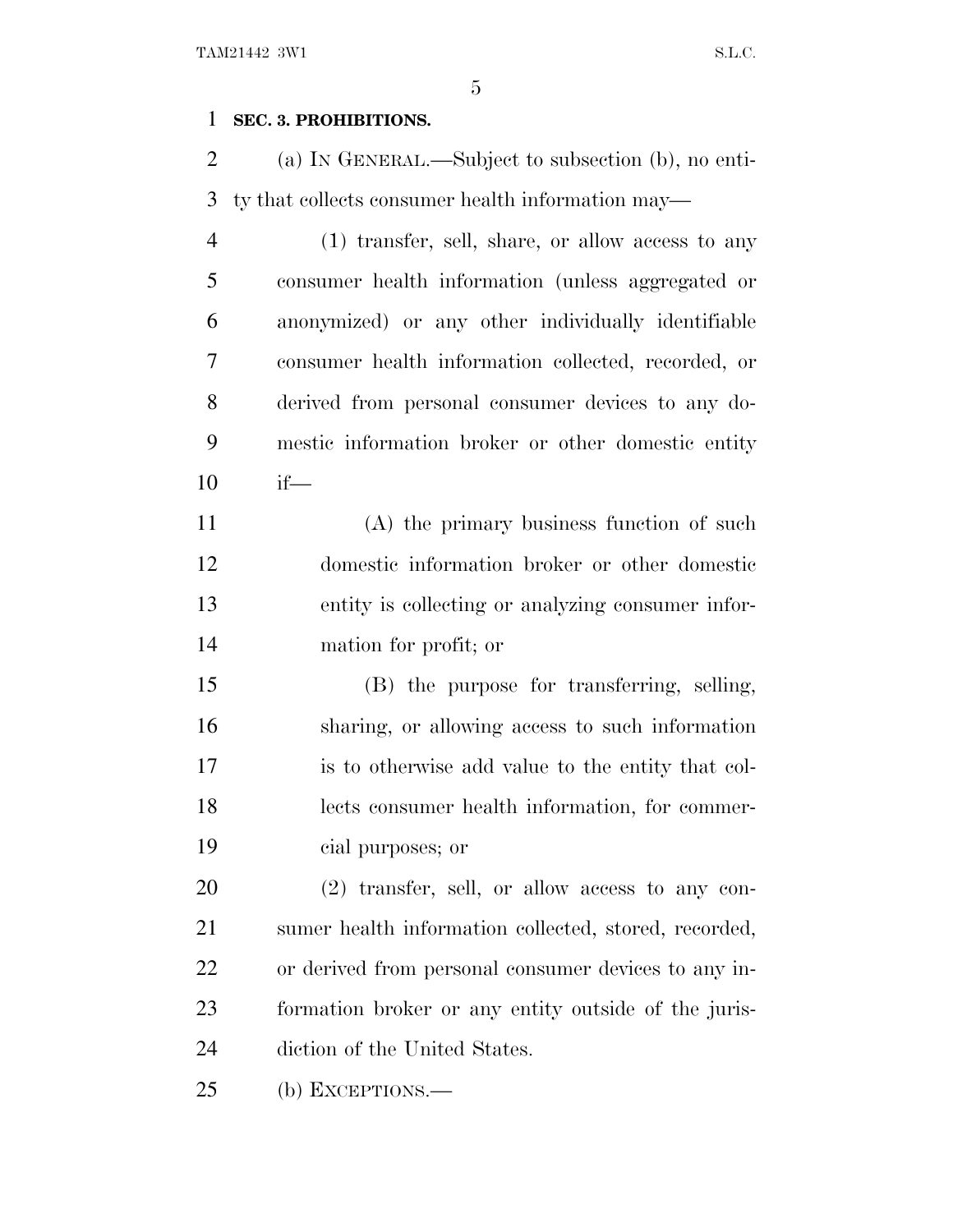**SEC. 3. PROHIBITIONS.**

(a) IN GENERAL.—Subject to subsection (b), no entity that collects consumer health information may—

(1) transfer, sell, share, or allow access to any consumer health information (unless aggregated or anonymized) or any other individually identifiable consumer health information collected, recorded, or derived from personal consumer devices to any domestic information broker or other domestic entity if—

(A) the primary business function of such domestic information broker or other domestic entity is collecting or analyzing consumer information for profit; or

(B) the purpose for transferring, selling, sharing, or allowing access to such information is to otherwise add value to the entity that collects consumer health information, for commercial purposes; or

(2) transfer, sell, or allow access to any consumer health information collected, stored, recorded, or derived from personal consumer devices to any information broker or any entity outside of the jurisdiction of the United States.

(b) EXCEPTIONS.—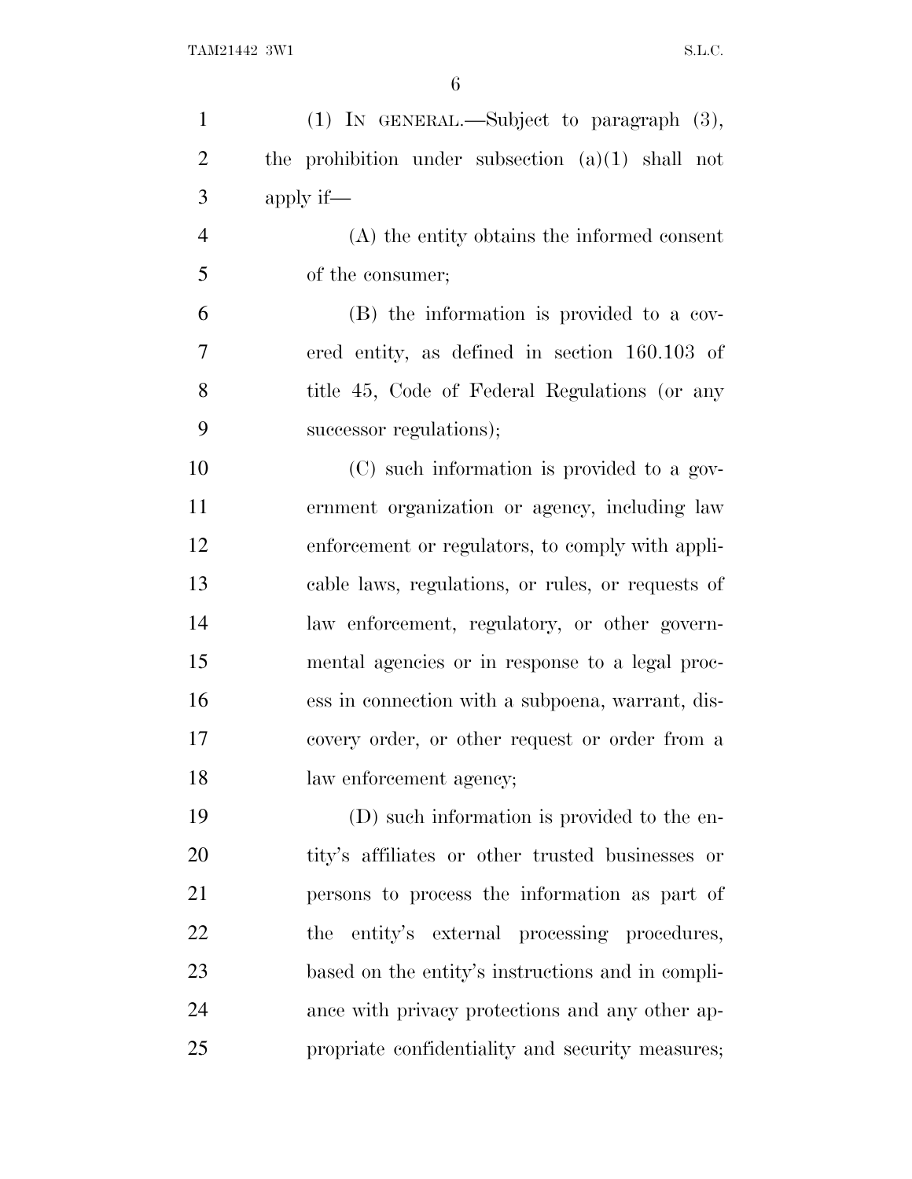(1) IN GENERAL.—Subject to paragraph (3), the prohibition under subsection (a)(1) shall not apply if—

(A) the entity obtains the informed consent of the consumer;

(B) the information is provided to a covered entity, as defined in section 160.103 of title 45, Code of Federal Regulations (or any successor regulations);

(C) such information is provided to a government organization or agency, including law enforcement or regulators, to comply with applicable laws, regulations, or rules, or requests of law enforcement, regulatory, or other governmental agencies or in response to a legal process in connection with a subpoena, warrant, discovery order, or other request or order from a law enforcement agency;

(D) such information is provided to the entity's affiliates or other trusted businesses or persons to process the information as part of the entity's external processing procedures, based on the entity's instructions and in compliance with privacy protections and any other appropriate confidentiality and security measures;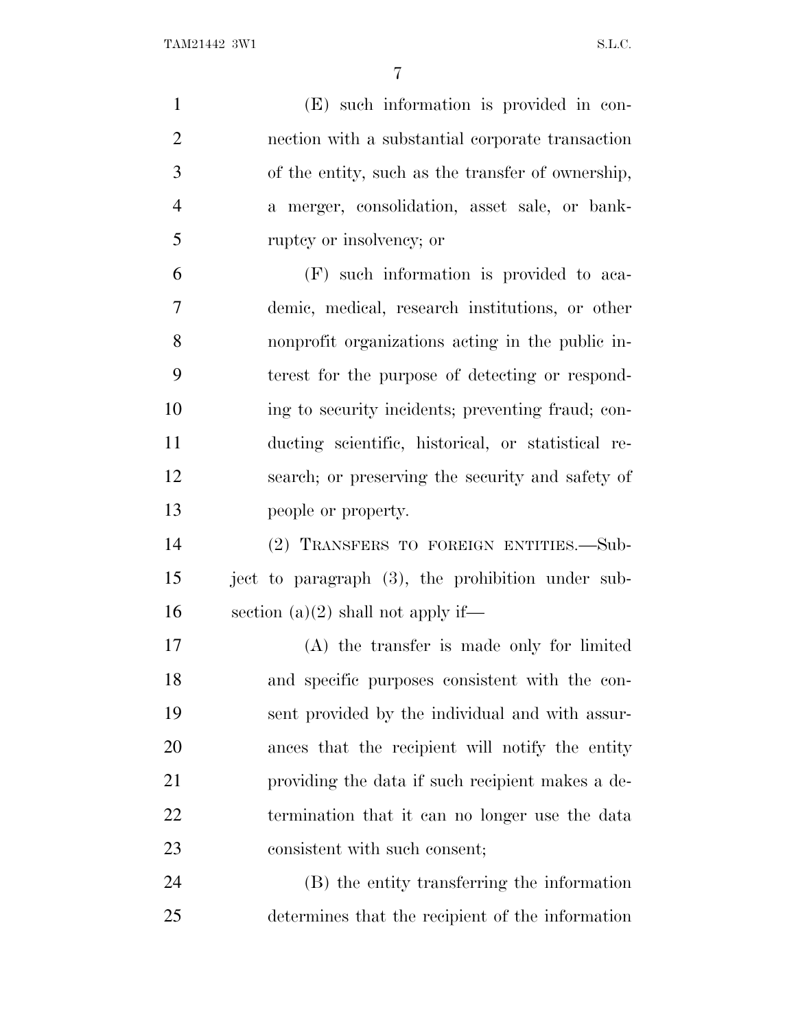(E) such information is provided in connection with a substantial corporate transaction of the entity, such as the transfer of ownership, a merger, consolidation, asset sale, or bankruptcy or insolvency; or

(F) such information is provided to academic, medical, research institutions, or other nonprofit organizations acting in the public interest for the purpose of detecting or responding to security incidents; preventing fraud; conducting scientific, historical, or statistical research; or preserving the security and safety of people or property.

(2) TRANSFERS TO FOREIGN ENTITIES.—Subject to paragraph (3), the prohibition under subsection (a)(2) shall not apply if—

(A) the transfer is made only for limited and specific purposes consistent with the consent provided by the individual and with assurances that the recipient will notify the entity providing the data if such recipient makes a determination that it can no longer use the data consistent with such consent;

(B) the entity transferring the information determines that the recipient of the information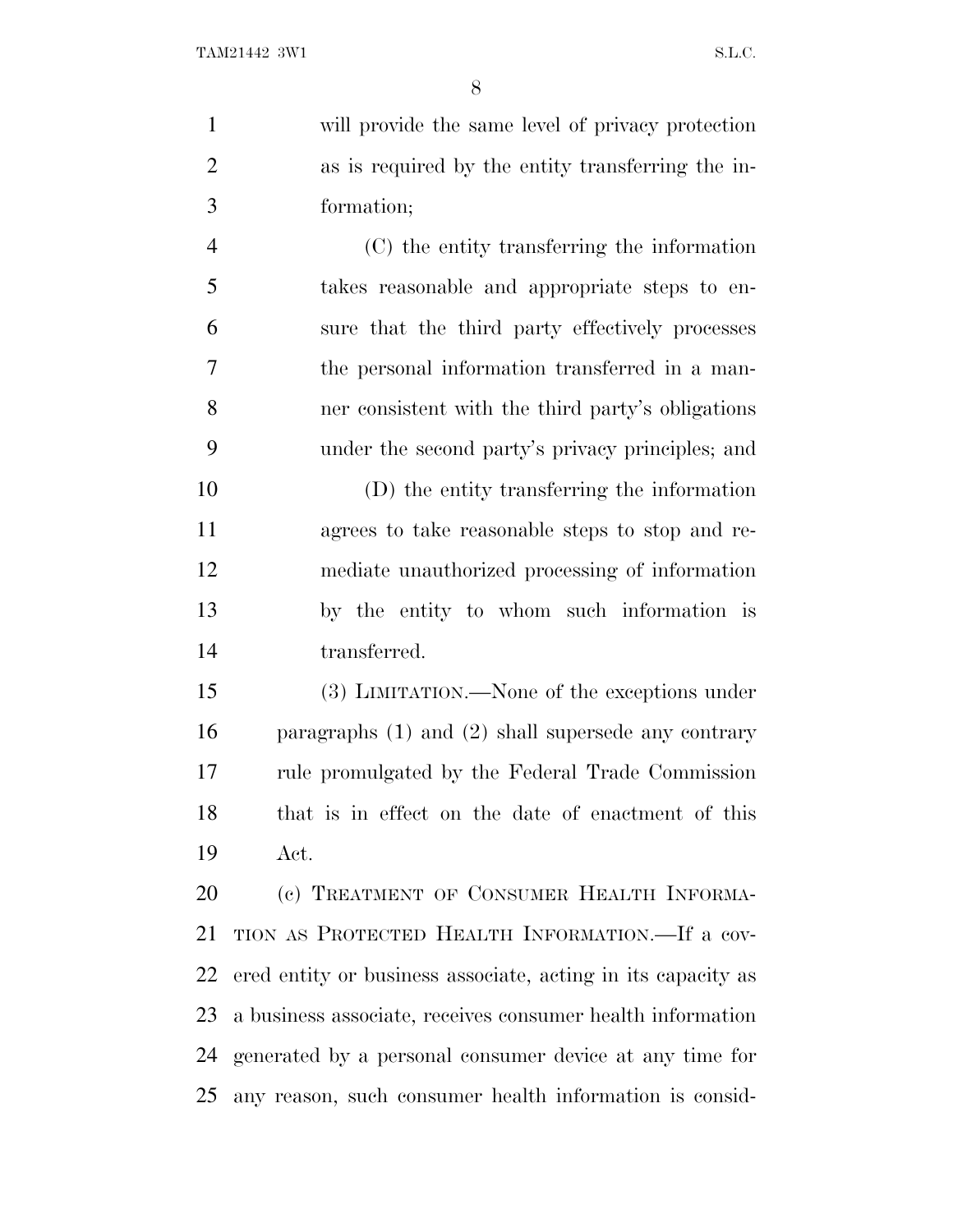will provide the same level of privacy protection as is required by the entity transferring the information;

(C) the entity transferring the information takes reasonable and appropriate steps to ensure that the third party effectively processes the personal information transferred in a manner consistent with the third party's obligations under the second party's privacy principles; and

(D) the entity transferring the information agrees to take reasonable steps to stop and remediate unauthorized processing of information by the entity to whom such information is transferred.

(3) LIMITATION.—None of the exceptions under paragraphs (1) and (2) shall supersede any contrary rule promulgated by the Federal Trade Commission that is in effect on the date of enactment of this Act.

(c) TREATMENT OF CONSUMER HEALTH INFORMATION AS PROTECTED HEALTH INFORMATION.—If a covered entity or business associate, acting in its capacity as a business associate, receives consumer health information generated by a personal consumer device at any time for any reason, such consumer health information is consid-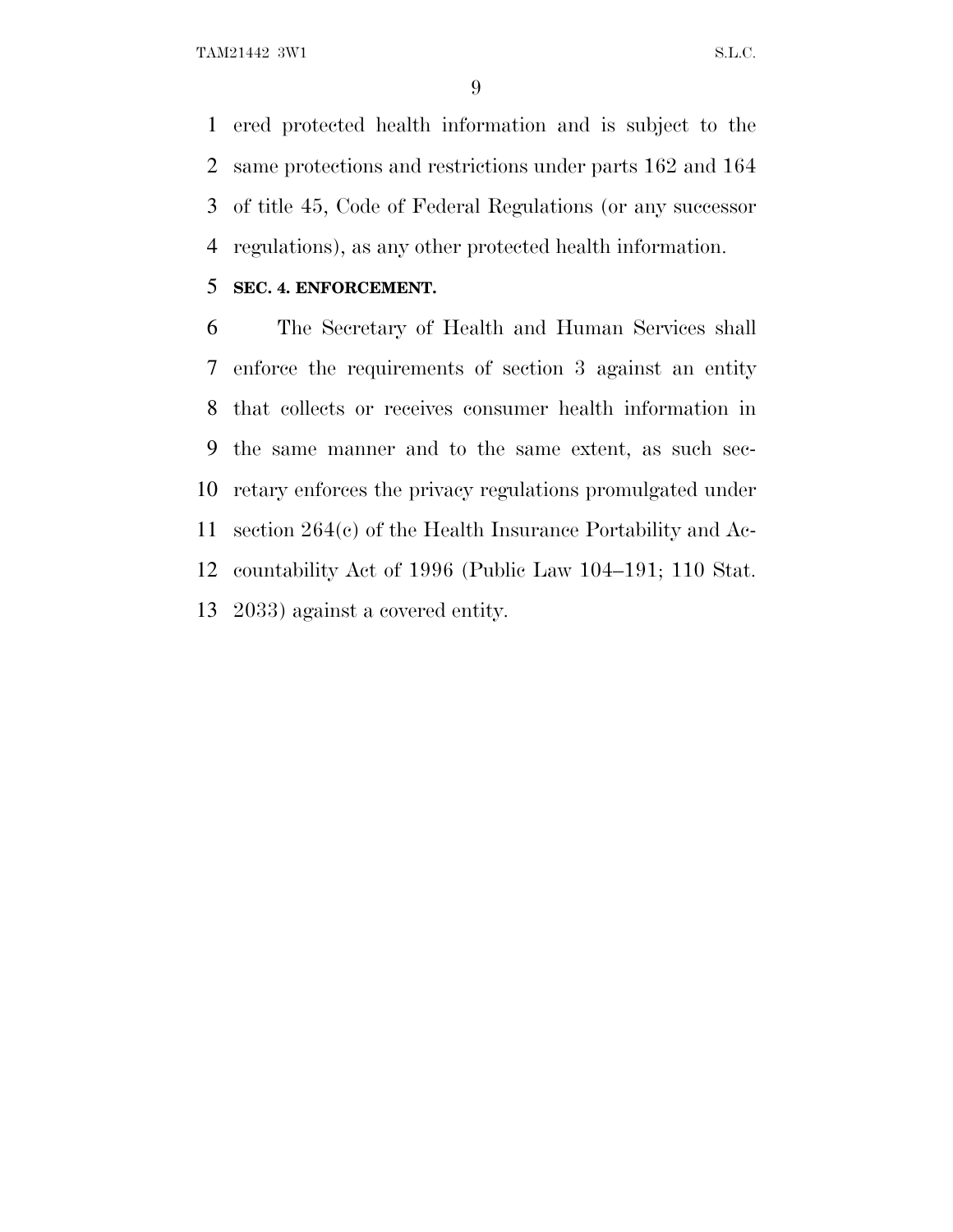ered protected health information and is subject to the same protections and restrictions under parts 162 and 164 of title 45, Code of Federal Regulations (or any successor regulations), as any other protected health information.

**SEC. 4. ENFORCEMENT.**

The Secretary of Health and Human Services shall enforce the requirements of section 3 against an entity that collects or receives consumer health information in the same manner and to the same extent, as such secretary enforces the privacy regulations promulgated under section 264(c) of the Health Insurance Portability and Accountability Act of 1996 (Public Law 104–191; 110 Stat. 2033) against a covered entity.